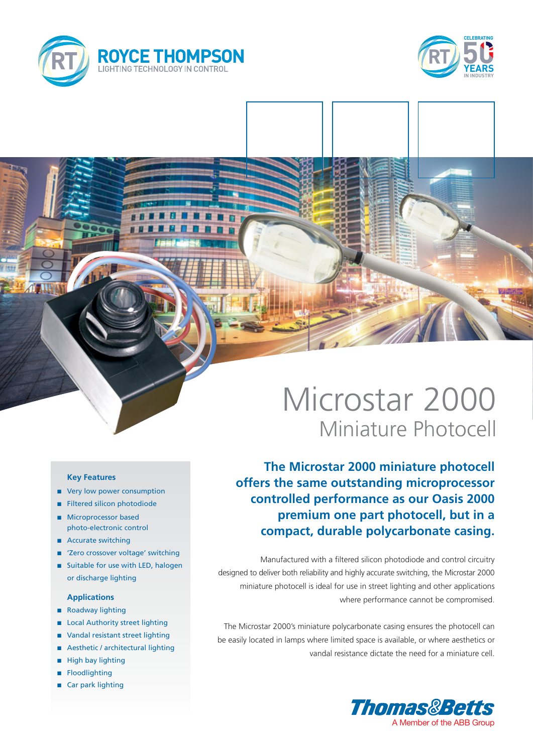ROYCE THOMPSON
LIGHTING TECHNOLOGY IN CONTROL

CELEBRATING 50 YEARS IN INDUSTRY

# Microstar 2000

## Miniature Photocell

### Key Features

- Very low power consumption
- Filtered silicon photodiode
- Microprocessor based photo-electronic control
- Accurate switching
- 'Zero crossover voltage' switching
- Suitable for use with LED, halogen or discharge lighting

### Applications

- Roadway lighting
- Local Authority street lighting
- Vandal resistant street lighting
- Aesthetic / architectural lighting
- High bay lighting
- Floodlighting
- Car park lighting

**The Microstar 2000 miniature photocell offers the same outstanding microprocessor controlled performance as our Oasis 2000 premium one part photocell, but in a compact, durable polycarbonate casing.**

Manufactured with a filtered silicon photodiode and control circuitry designed to deliver both reliability and highly accurate switching, the Microstar 2000 miniature photocell is ideal for use in street lighting and other applications where performance cannot be compromised.

The Microstar 2000's miniature polycarbonate casing ensures the photocell can be easily located in lamps where limited space is available, or where aesthetics or vandal resistance dictate the need for a miniature cell.

Thomas&Betts
A Member of the ABB Group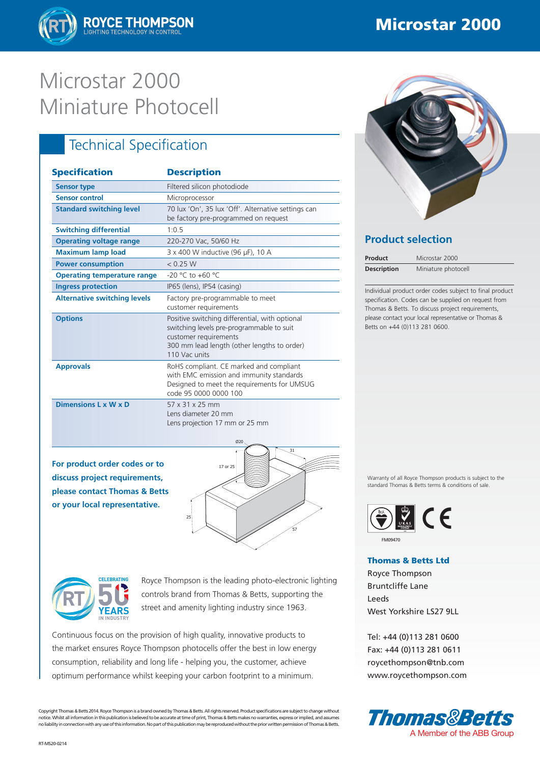# Microstar 2000 Miniature Photocell

## Technical Specification

| Specification | Description |
| --- | --- |
| Sensor type | Filtered silicon photodiode |
| Sensor control | Microprocessor |
| Standard switching level | 70 lux 'On', 35 lux 'Off'. Alternative settings can be factory pre-programmed on request |
| Switching differential | 1:0.5 |
| Operating voltage range | 220-270 Vac, 50/60 Hz |
| Maximum lamp load | 3 x 400 W inductive (96 μF), 10 A |
| Power consumption | < 0.25 W |
| Operating temperature range | -20 °C to +60 °C |
| Ingress protection | IP65 (lens), IP54 (casing) |
| Alternative switching levels | Factory pre-programmable to meet customer requirements |
| Options | Positive switching differential, with optional switching levels pre-programmable to suit customer requirements<br>300 mm lead length (other lengths to order)<br>110 Vac units |
| Approvals | RoHS compliant. CE marked and compliant with EMC emission and immunity standards<br>Designed to meet the requirements for UMSUG code 95 0000 0000 100 |
| Dimensions L x W x D | 57 x 31 x 25 mm<br>Lens diameter 20 mm<br>Lens projection 17 mm or 25 mm |

**For product order codes or to discuss project requirements, please contact Thomas & Betts or your local representative.**

Ø20
31
17 or 25
25
57

Royce Thompson is the leading photo-electronic lighting controls brand from Thomas & Betts, supporting the street and amenity lighting industry since 1963.

Continuous focus on the provision of high quality, innovative products to the market ensures Royce Thompson photocells offer the best in low energy consumption, reliability and long life - helping you, the customer, achieve optimum performance whilst keeping your carbon footprint to a minimum.

## Product selection

| | |
| --- | --- |
| **Product** | Microstar 2000 |
| **Description** | Miniature photocell |

Individual product order codes subject to final product specification. Codes can be supplied on request from Thomas & Betts. To discuss project requirements, please contact your local representative or Thomas & Betts on +44 (0)113 281 0600.

Warranty of all Royce Thompson products is subject to the standard Thomas & Betts terms & conditions of sale.

FM09470

**Thomas & Betts Ltd**
Royce Thompson
Bruntcliffe Lane
Leeds
West Yorkshire LS27 9LL

Tel: +44 (0)113 281 0600
Fax: +44 (0)113 281 0611
roycethompson@tnb.com
www.roycethompson.com

Thomas&Betts
A Member of the ABB Group

Copyright Thomas & Betts 2014. Royce Thompson is a brand owned by Thomas & Betts. All rights reserved. Product specifications are subject to change without notice. Whilst all information in this publication is believed to be accurate at time of print, Thomas & Betts makes no warranties, express or implied, and assumes no liability in connection with any use of this information. No part of this publication may be reproduced without the prior written permission of Thomas & Betts.

RT-MS20-0214